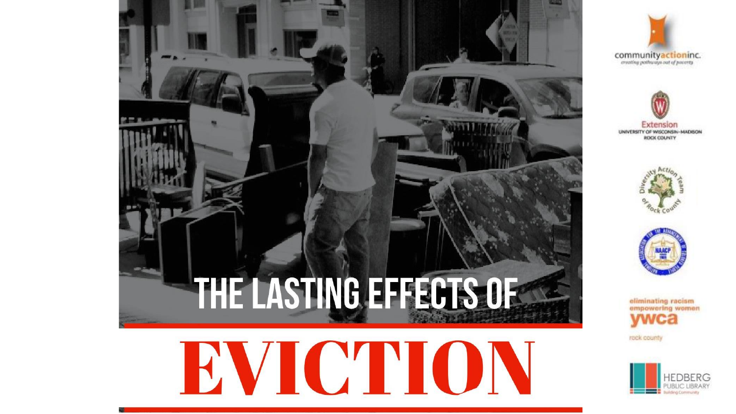# THE LASTING EFFECTS OF EVICTION

community action inc.
*creating pathways out of poverty*

Extension
UNIVERSITY OF WISCONSIN-MADISON
ROCK COUNTY

Diversity Action Team of Rock County

NAACP

eliminating racism
empowering women
ywca
rock county

HEDBERG PUBLIC LIBRARY
Building Community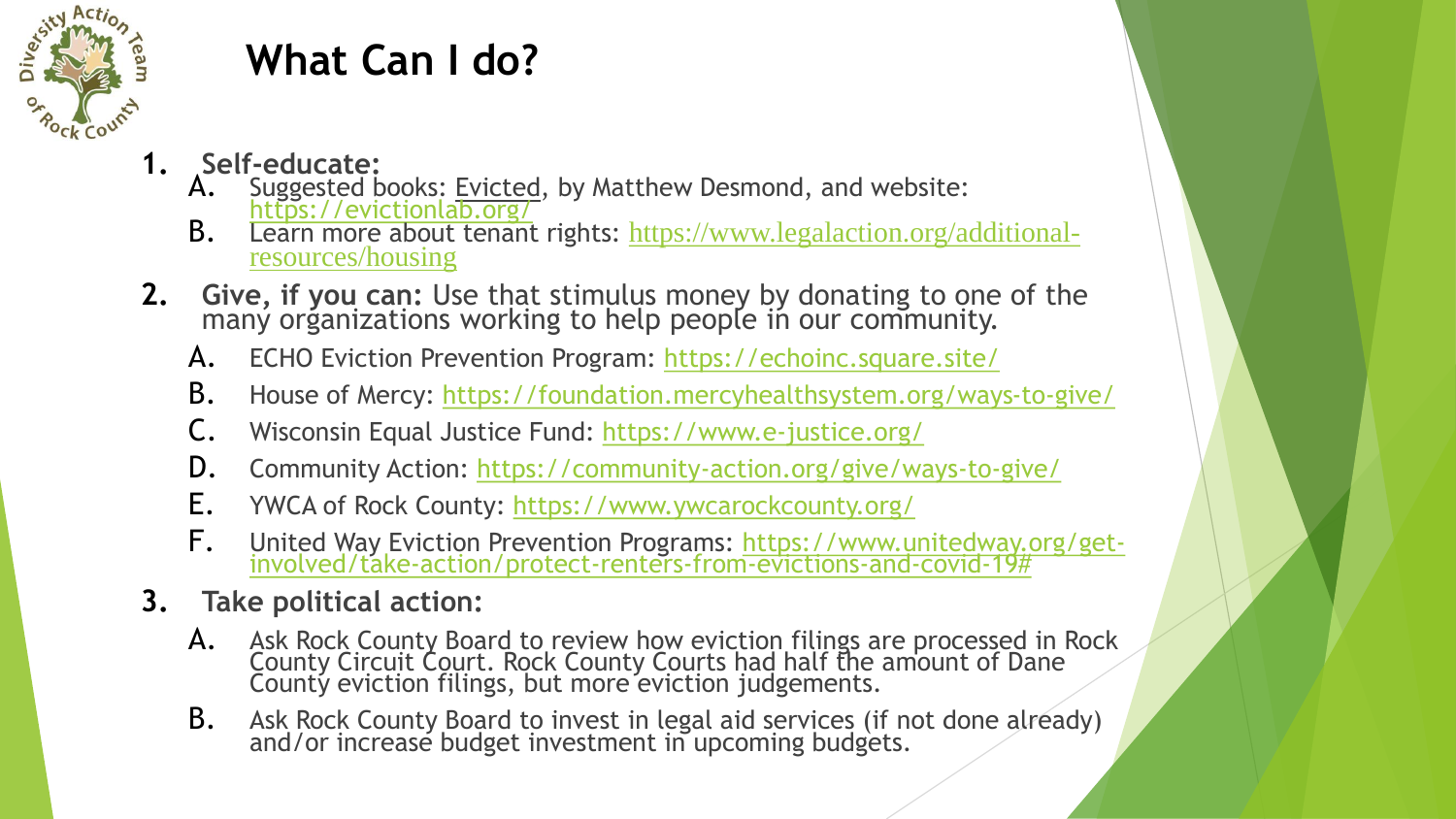# What Can I do?

1. **Self-educate:**
   A. Suggested books: Evicted, by Matthew Desmond, and website: https://evictionlab.org/
   B. Learn more about tenant rights: https://www.legalaction.org/additional-resources/housing
2. **Give, if you can:** Use that stimulus money by donating to one of the many organizations working to help people in our community.
   A. ECHO Eviction Prevention Program: https://echoinc.square.site/
   B. House of Mercy: https://foundation.mercyhealthsystem.org/ways-to-give/
   C. Wisconsin Equal Justice Fund: https://www.e-justice.org/
   D. Community Action: https://community-action.org/give/ways-to-give/
   E. YWCA of Rock County: https://www.ywcarockcounty.org/
   F. United Way Eviction Prevention Programs: https://www.unitedway.org/get-involved/take-action/protect-renters-from-evictions-and-covid-19#
3. **Take political action:**
   A. Ask Rock County Board to review how eviction filings are processed in Rock County Circuit Court. Rock County Courts had half the amount of Dane County eviction filings, but more eviction judgements.
   B. Ask Rock County Board to invest in legal aid services (if not done already) and/or increase budget investment in upcoming budgets.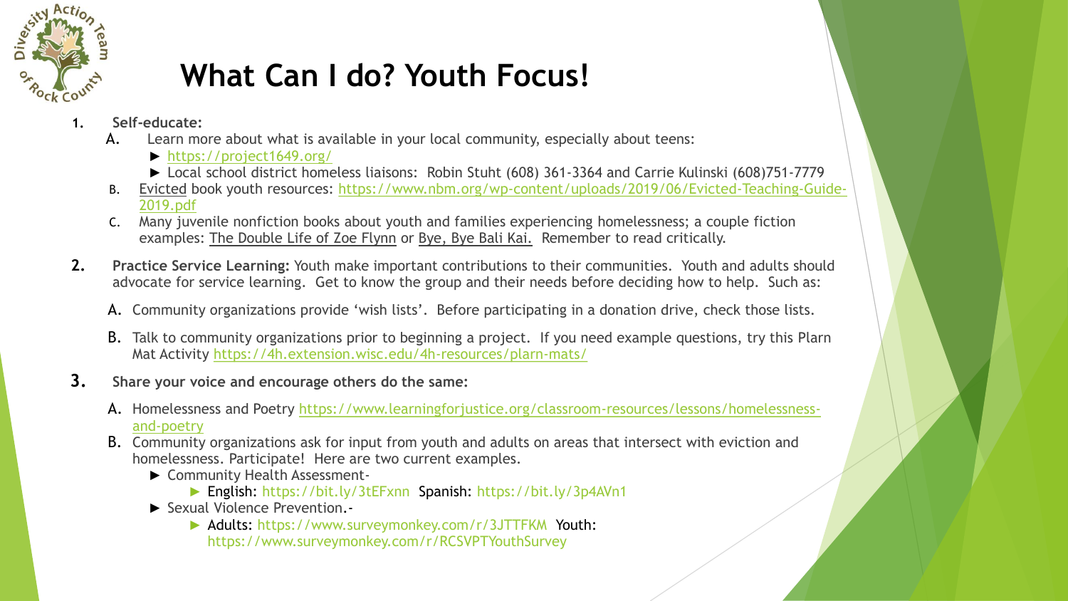# What Can I do? Youth Focus!

1. **Self-educate:**
   - A. Learn more about what is available in your local community, especially about teens:
     - ► https://project1649.org/
     - ► Local school district homeless liaisons: Robin Stuht (608) 361-3364 and Carrie Kulinski (608)751-7779
   - B. Evicted book youth resources: https://www.nbm.org/wp-content/uploads/2019/06/Evicted-Teaching-Guide-2019.pdf
   - C. Many juvenile nonfiction books about youth and families experiencing homelessness; a couple fiction examples: The Double Life of Zoe Flynn or Bye, Bye Bali Kai. Remember to read critically.
2. **Practice Service Learning:** Youth make important contributions to their communities. Youth and adults should advocate for service learning. Get to know the group and their needs before deciding how to help. Such as:
   - A. Community organizations provide 'wish lists'. Before participating in a donation drive, check those lists.
   - B. Talk to community organizations prior to beginning a project. If you need example questions, try this Plarn Mat Activity https://4h.extension.wisc.edu/4h-resources/plarn-mats/
3. **Share your voice and encourage others do the same:**
   - A. Homelessness and Poetry https://www.learningforjustice.org/classroom-resources/lessons/homelessness-and-poetry
   - B. Community organizations ask for input from youth and adults on areas that intersect with eviction and homelessness. Participate! Here are two current examples.
     - ► Community Health Assessment-
       - ► English: https://bit.ly/3tEFxnn Spanish: https://bit.ly/3p4AVn1
     - ► Sexual Violence Prevention.-
       - ► Adults: https://www.surveymonkey.com/r/3JTTFKM Youth: https://www.surveymonkey.com/r/RCSVPTYouthSurvey